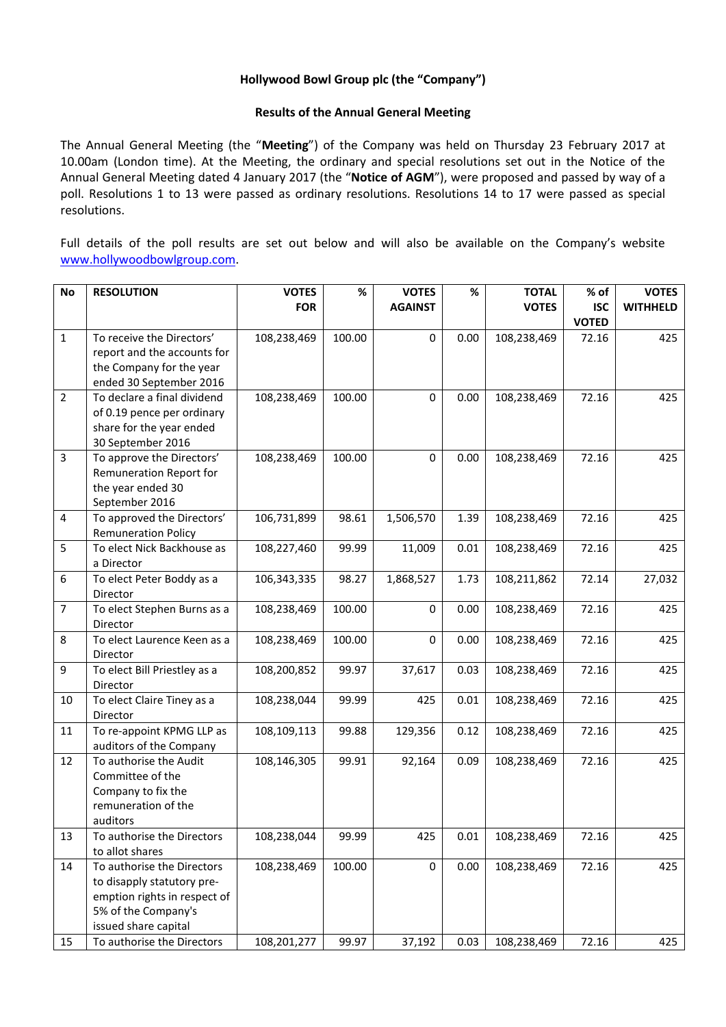**Hollywood Bowl Group plc (the "Company")**

**Results of the Annual General Meeting**

The Annual General Meeting (the "**Meeting**") of the Company was held on Thursday 23 February 2017 at 10.00am (London time). At the Meeting, the ordinary and special resolutions set out in the Notice of the Annual General Meeting dated 4 January 2017 (the "**Notice of AGM**"), were proposed and passed by way of a poll. Resolutions 1 to 13 were passed as ordinary resolutions. Resolutions 14 to 17 were passed as special resolutions.

Full details of the poll results are set out below and will also be available on the Company's website www.hollywoodbowlgroup.com.

| No | RESOLUTION | VOTES FOR | % | VOTES AGAINST | % | TOTAL VOTES | % of ISC VOTED | VOTES WITHHELD |
|---|---|---|---|---|---|---|---|---|
| 1 | To receive the Directors' report and the accounts for the Company for the year ended 30 September 2016 | 108,238,469 | 100.00 | 0 | 0.00 | 108,238,469 | 72.16 | 425 |
| 2 | To declare a final dividend of 0.19 pence per ordinary share for the year ended 30 September 2016 | 108,238,469 | 100.00 | 0 | 0.00 | 108,238,469 | 72.16 | 425 |
| 3 | To approve the Directors' Remuneration Report for the year ended 30 September 2016 | 108,238,469 | 100.00 | 0 | 0.00 | 108,238,469 | 72.16 | 425 |
| 4 | To approved the Directors' Remuneration Policy | 106,731,899 | 98.61 | 1,506,570 | 1.39 | 108,238,469 | 72.16 | 425 |
| 5 | To elect Nick Backhouse as a Director | 108,227,460 | 99.99 | 11,009 | 0.01 | 108,238,469 | 72.16 | 425 |
| 6 | To elect Peter Boddy as a Director | 106,343,335 | 98.27 | 1,868,527 | 1.73 | 108,211,862 | 72.14 | 27,032 |
| 7 | To elect Stephen Burns as a Director | 108,238,469 | 100.00 | 0 | 0.00 | 108,238,469 | 72.16 | 425 |
| 8 | To elect Laurence Keen as a Director | 108,238,469 | 100.00 | 0 | 0.00 | 108,238,469 | 72.16 | 425 |
| 9 | To elect Bill Priestley as a Director | 108,200,852 | 99.97 | 37,617 | 0.03 | 108,238,469 | 72.16 | 425 |
| 10 | To elect Claire Tiney as a Director | 108,238,044 | 99.99 | 425 | 0.01 | 108,238,469 | 72.16 | 425 |
| 11 | To re-appoint KPMG LLP as auditors of the Company | 108,109,113 | 99.88 | 129,356 | 0.12 | 108,238,469 | 72.16 | 425 |
| 12 | To authorise the Audit Committee of the Company to fix the remuneration of the auditors | 108,146,305 | 99.91 | 92,164 | 0.09 | 108,238,469 | 72.16 | 425 |
| 13 | To authorise the Directors to allot shares | 108,238,044 | 99.99 | 425 | 0.01 | 108,238,469 | 72.16 | 425 |
| 14 | To authorise the Directors to disapply statutory pre-emption rights in respect of 5% of the Company's issued share capital | 108,238,469 | 100.00 | 0 | 0.00 | 108,238,469 | 72.16 | 425 |
| 15 | To authorise the Directors | 108,201,277 | 99.97 | 37,192 | 0.03 | 108,238,469 | 72.16 | 425 |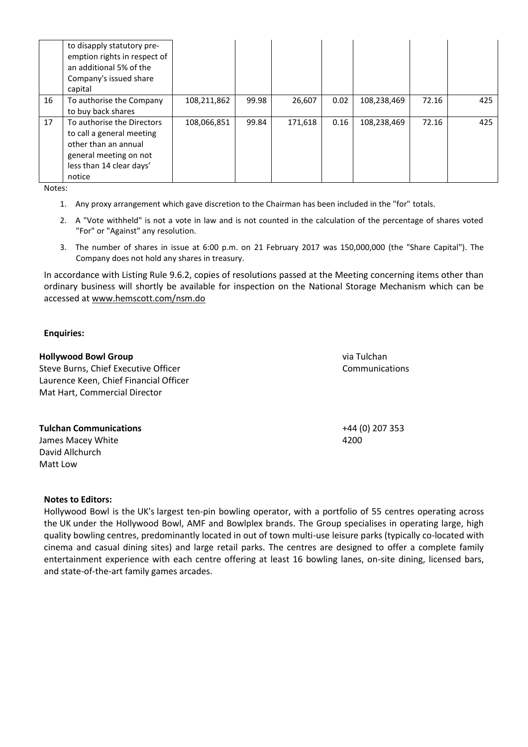| | | | | | | | | |
|---|---|---|---|---|---|---|---|---|
| | to disapply statutory pre-emption rights in respect of an additional 5% of the Company's issued share capital | | | | | | | |
| 16 | To authorise the Company to buy back shares | 108,211,862 | 99.98 | 26,607 | 0.02 | 108,238,469 | 72.16 | 425 |
| 17 | To authorise the Directors to call a general meeting other than an annual general meeting on not less than 14 clear days' notice | 108,066,851 | 99.84 | 171,618 | 0.16 | 108,238,469 | 72.16 | 425 |

Notes:

1. Any proxy arrangement which gave discretion to the Chairman has been included in the "for" totals.
2. A "Vote withheld" is not a vote in law and is not counted in the calculation of the percentage of shares voted "For" or "Against" any resolution.
3. The number of shares in issue at 6:00 p.m. on 21 February 2017 was 150,000,000 (the "Share Capital"). The Company does not hold any shares in treasury.

In accordance with Listing Rule 9.6.2, copies of resolutions passed at the Meeting concerning items other than ordinary business will shortly be available for inspection on the National Storage Mechanism which can be accessed at www.hemscott.com/nsm.do

**Enquiries:**

**Hollywood Bowl Group** — via Tulchan Communications
Steve Burns, Chief Executive Officer
Laurence Keen, Chief Financial Officer
Mat Hart, Commercial Director

**Tulchan Communications** — +44 (0) 207 353 4200
James Macey White
David Allchurch
Matt Low

**Notes to Editors:**

Hollywood Bowl is the UK's largest ten-pin bowling operator, with a portfolio of 55 centres operating across the UK under the Hollywood Bowl, AMF and Bowlplex brands. The Group specialises in operating large, high quality bowling centres, predominantly located in out of town multi-use leisure parks (typically co-located with cinema and casual dining sites) and large retail parks. The centres are designed to offer a complete family entertainment experience with each centre offering at least 16 bowling lanes, on-site dining, licensed bars, and state-of-the-art family games arcades.